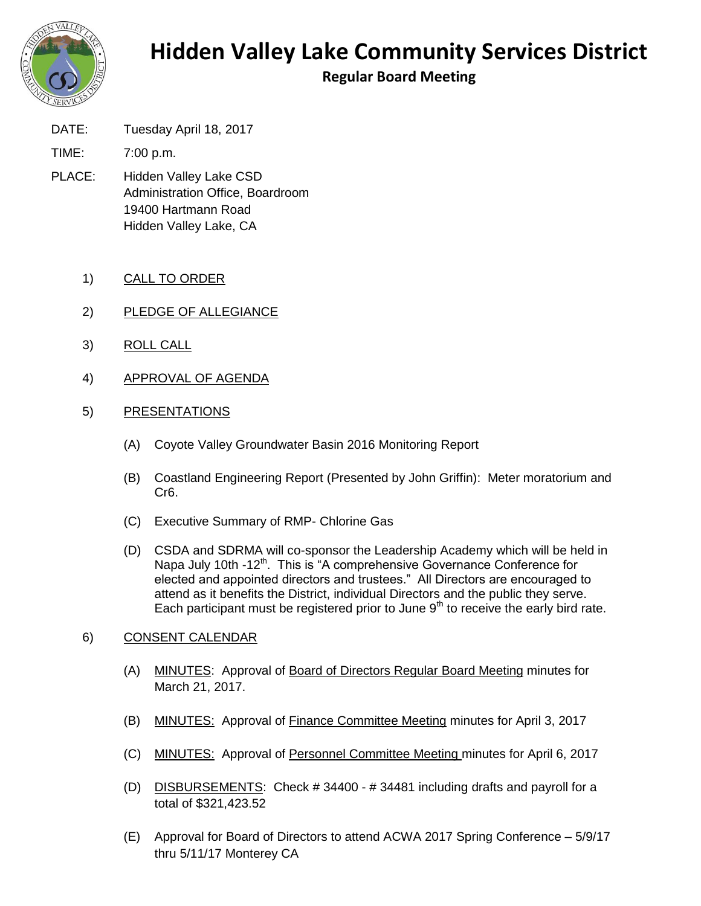# Hidden Valley Lake Community Services District

## Regular Board Meeting

DATE: Tuesday April 18, 2017

TIME: 7:00 p.m.

PLACE: Hidden Valley Lake CSD
Administration Office, Boardroom
19400 Hartmann Road
Hidden Valley Lake, CA

1) CALL TO ORDER

2) PLEDGE OF ALLEGIANCE

3) ROLL CALL

4) APPROVAL OF AGENDA

5) PRESENTATIONS

   (A) Coyote Valley Groundwater Basin 2016 Monitoring Report

   (B) Coastland Engineering Report (Presented by John Griffin): Meter moratorium and Cr6.

   (C) Executive Summary of RMP- Chlorine Gas

   (D) CSDA and SDRMA will co-sponsor the Leadership Academy which will be held in Napa July 10th -12th. This is "A comprehensive Governance Conference for elected and appointed directors and trustees." All Directors are encouraged to attend as it benefits the District, individual Directors and the public they serve. Each participant must be registered prior to June 9th to receive the early bird rate.

6) CONSENT CALENDAR

   (A) MINUTES: Approval of Board of Directors Regular Board Meeting minutes for March 21, 2017.

   (B) MINUTES: Approval of Finance Committee Meeting minutes for April 3, 2017

   (C) MINUTES: Approval of Personnel Committee Meeting minutes for April 6, 2017

   (D) DISBURSEMENTS: Check # 34400 - # 34481 including drafts and payroll for a total of $321,423.52

   (E) Approval for Board of Directors to attend ACWA 2017 Spring Conference – 5/9/17 thru 5/11/17 Monterey CA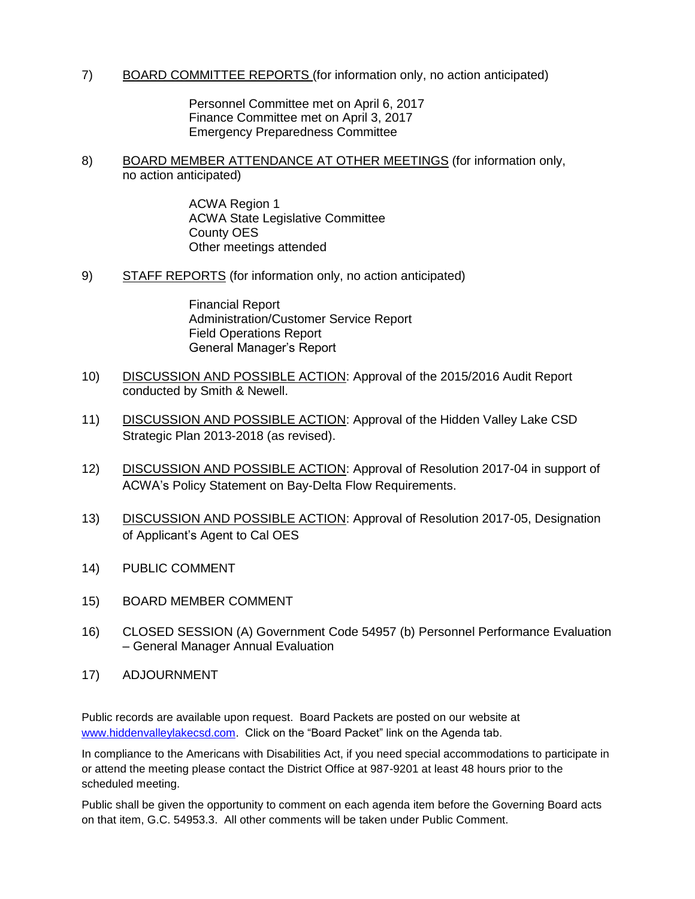7) <u>BOARD COMMITTEE REPORTS</u> (for information only, no action anticipated)

Personnel Committee met on April 6, 2017
Finance Committee met on April 3, 2017
Emergency Preparedness Committee

8) <u>BOARD MEMBER ATTENDANCE AT OTHER MEETINGS</u> (for information only, no action anticipated)

ACWA Region 1
ACWA State Legislative Committee
County OES
Other meetings attended

9) <u>STAFF REPORTS</u> (for information only, no action anticipated)

Financial Report
Administration/Customer Service Report
Field Operations Report
General Manager's Report

10) <u>DISCUSSION AND POSSIBLE ACTION</u>: Approval of the 2015/2016 Audit Report conducted by Smith & Newell.

11) <u>DISCUSSION AND POSSIBLE ACTION</u>: Approval of the Hidden Valley Lake CSD Strategic Plan 2013-2018 (as revised).

12) <u>DISCUSSION AND POSSIBLE ACTION</u>: Approval of Resolution 2017-04 in support of ACWA's Policy Statement on Bay-Delta Flow Requirements.

13) <u>DISCUSSION AND POSSIBLE ACTION</u>: Approval of Resolution 2017-05, Designation of Applicant's Agent to Cal OES

14) PUBLIC COMMENT

15) BOARD MEMBER COMMENT

16) CLOSED SESSION (A) Government Code 54957 (b) Personnel Performance Evaluation – General Manager Annual Evaluation

17) ADJOURNMENT

Public records are available upon request. Board Packets are posted on our website at www.hiddenvalleylakecsd.com. Click on the "Board Packet" link on the Agenda tab.

In compliance to the Americans with Disabilities Act, if you need special accommodations to participate in or attend the meeting please contact the District Office at 987-9201 at least 48 hours prior to the scheduled meeting.

Public shall be given the opportunity to comment on each agenda item before the Governing Board acts on that item, G.C. 54953.3. All other comments will be taken under Public Comment.